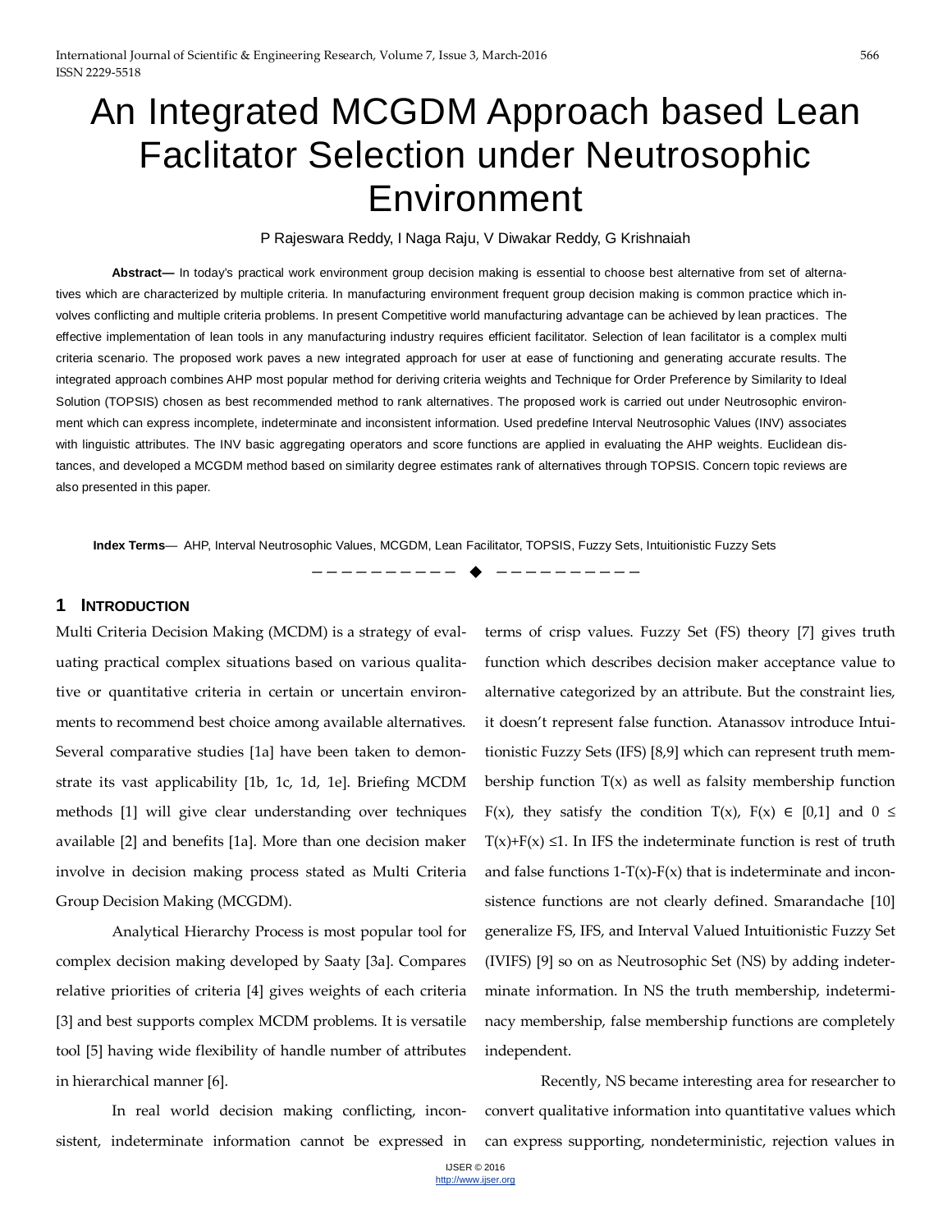# An Integrated MCGDM Approach based Lean Faclitator Selection under Neutrosophic Environment

P Rajeswara Reddy, I Naga Raju, V Diwakar Reddy, G Krishnaiah

**Abstract—** In today's practical work environment group decision making is essential to choose best alternative from set of alternatives which are characterized by multiple criteria. In manufacturing environment frequent group decision making is common practice which involves conflicting and multiple criteria problems. In present Competitive world manufacturing advantage can be achieved by lean practices. The effective implementation of lean tools in any manufacturing industry requires efficient facilitator. Selection of lean facilitator is a complex multi criteria scenario. The proposed work paves a new integrated approach for user at ease of functioning and generating accurate results. The integrated approach combines AHP most popular method for deriving criteria weights and Technique for Order Preference by Similarity to Ideal Solution (TOPSIS) chosen as best recommended method to rank alternatives. The proposed work is carried out under Neutrosophic environment which can express incomplete, indeterminate and inconsistent information. Used predefine Interval Neutrosophic Values (INV) associates with linguistic attributes. The INV basic aggregating operators and score functions are applied in evaluating the AHP weights. Euclidean distances, and developed a MCGDM method based on similarity degree estimates rank of alternatives through TOPSIS. Concern topic reviews are also presented in this paper.

**Index Terms**— AHP, Interval Neutrosophic Values, MCGDM, Lean Facilitator, TOPSIS, Fuzzy Sets, Intuitionistic Fuzzy Sets

## 1 Introduction

Multi Criteria Decision Making (MCDM) is a strategy of evaluating practical complex situations based on various qualitative or quantitative criteria in certain or uncertain environments to recommend best choice among available alternatives. Several comparative studies [1a] have been taken to demonstrate its vast applicability [1b, 1c, 1d, 1e]. Briefing MCDM methods [1] will give clear understanding over techniques available [2] and benefits [1a]. More than one decision maker involve in decision making process stated as Multi Criteria Group Decision Making (MCGDM).

Analytical Hierarchy Process is most popular tool for complex decision making developed by Saaty [3a]. Compares relative priorities of criteria [4] gives weights of each criteria [3] and best supports complex MCDM problems. It is versatile tool [5] having wide flexibility of handle number of attributes in hierarchical manner [6].

In real world decision making conflicting, inconsistent, indeterminate information cannot be expressed in terms of crisp values. Fuzzy Set (FS) theory [7] gives truth function which describes decision maker acceptance value to alternative categorized by an attribute. But the constraint lies, it doesn't represent false function. Atanassov introduce Intuitionistic Fuzzy Sets (IFS) [8,9] which can represent truth membership function $T(x)$ as well as falsity membership function $F(x)$, they satisfy the condition $T(x), F(x) \in [0,1]$ and $0 \leq T(x)+F(x) \leq 1$. In IFS the indeterminate function is rest of truth and false functions $1-T(x)-F(x)$ that is indeterminate and inconsistence functions are not clearly defined. Smarandache [10] generalize FS, IFS, and Interval Valued Intuitionistic Fuzzy Set (IVIFS) [9] so on as Neutrosophic Set (NS) by adding indeterminate information. In NS the truth membership, indeterminacy membership, false membership functions are completely independent.

Recently, NS became interesting area for researcher to convert qualitative information into quantitative values which can express supporting, nondeterministic, rejection values in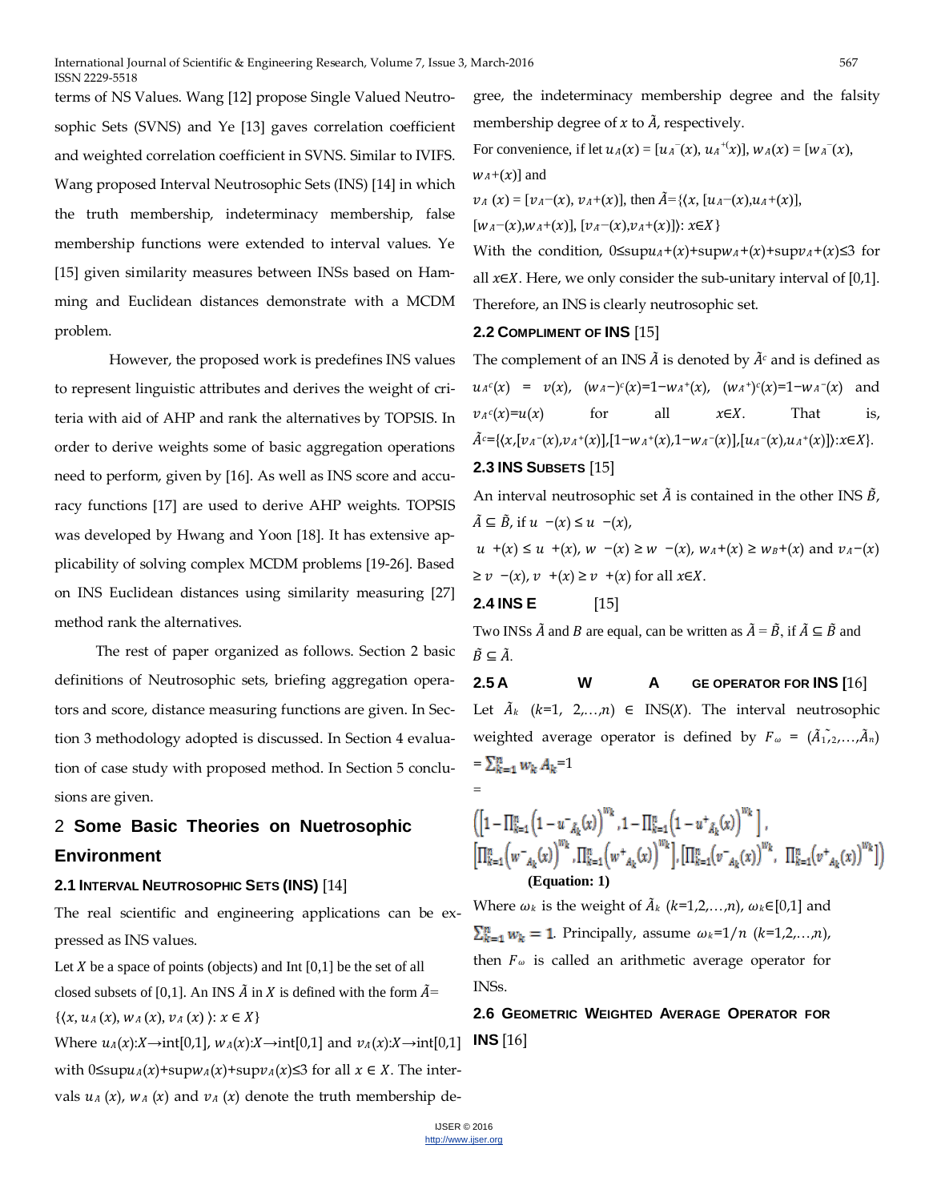terms of NS Values. Wang [12] propose Single Valued Neutrosophic Sets (SVNS) and Ye [13] gaves correlation coefficient and weighted correlation coefficient in SVNS. Similar to IVIFS. Wang proposed Interval Neutrosophic Sets (INS) [14] in which the truth membership, indeterminacy membership, false membership functions were extended to interval values. Ye [15] given similarity measures between INSs based on Hamming and Euclidean distances demonstrate with a MCDM problem.

However, the proposed work is predefines INS values to represent linguistic attributes and derives the weight of criteria with aid of AHP and rank the alternatives by TOPSIS. In order to derive weights some of basic aggregation operations need to perform, given by [16]. As well as INS score and accuracy functions [17] are used to derive AHP weights. TOPSIS was developed by Hwang and Yoon [18]. It has extensive applicability of solving complex MCDM problems [19-26]. Based on INS Euclidean distances using similarity measuring [27] method rank the alternatives.

The rest of paper organized as follows. Section 2 basic definitions of Neutrosophic sets, briefing aggregation operators and score, distance measuring functions are given. In Section 3 methodology adopted is discussed. In Section 4 evaluation of case study with proposed method. In Section 5 conclusions are given.

## 2 Some Basic Theories on Nuetrosophic Environment

### 2.1 Interval Neutrosophic Sets (INS) [14]

The real scientific and engineering applications can be expressed as INS values.

Let $X$ be a space of points (objects) and Int [0,1] be the set of all closed subsets of [0,1]. An INS $\tilde{A}$ in $X$ is defined with the form $\tilde{A}= \{\langle x, u_A(x), w_A(x), v_A(x)\rangle : x \in X\}$

Where $u_A(x): X \rightarrow \text{int}[0,1]$, $w_A(x): X \rightarrow \text{int}[0,1]$ and $v_A(x): X \rightarrow \text{int}[0,1]$ with $0 \le \sup u_A(x) + \sup w_A(x) + \sup v_A(x) \le 3$ for all $x \in X$. The intervals $u_A(x)$, $w_A(x)$ and $v_A(x)$ denote the truth membership degree, the indeterminacy membership degree and the falsity membership degree of $x$ to $\tilde{A}$, respectively.

For convenience, if let $u_A(x) = [u_A^-(x), u_A^+(x)]$, $w_A(x) = [w_A^-(x), w_A^+(x)]$ and $v_A(x) = [v_A^-(x), v_A^+(x)]$, then $\tilde{A}=\{\langle x, [u_A^-(x), u_A^+(x)], [w_A^-(x), w_A^+(x)], [v_A^-(x), v_A^+(x)]\rangle : x \in X\}$

With the condition, $0 \le \sup u_A^+(x) + \sup w_A^+(x) + \sup v_A^+(x) \le 3$ for all $x \in X$. Here, we only consider the sub-unitary interval of [0,1]. Therefore, an INS is clearly neutrosophic set.

### 2.2 Compliment of INS [15]

The complement of an INS $\tilde{A}$ is denoted by $\tilde{A}^c$ and is defined as $u_{A^c}(x) = v(x)$, $(w_A^-)^c(x) = 1 - w_A^+(x)$, $(w_A^+)^c(x) = 1 - w_A^-(x)$ and $v_{A^c}(x) = u(x)$ for all $x \in X$. That is, $\tilde{A}^c = \{\langle x, [v_A^-(x), v_A^+(x)], [1 - w_A^+(x), 1 - w_A^-(x)], [u_A^-(x), u_A^+(x)]\rangle : x \in X\}$.

### 2.3 INS Subsets [15]

An interval neutrosophic set $\tilde{A}$ is contained in the other INS $\tilde{B}$, $\tilde{A} \subseteq \tilde{B}$, if $u\ -(x) \le u\ -(x)$, $u\ +(x) \le u\ +(x)$, $w\ -(x) \ge w\ -(x)$, $w_A^+(x) \ge w_B^+(x)$ and $v_A^-(x) \ge v\ -(x)$, $v\ +(x) \ge v\ +(x)$ for all $x \in X$.

### 2.4 INS E [15]

Two INSs $\tilde{A}$ and $B$ are equal, can be written as $\tilde{A} = \tilde{B}$, if $\tilde{A} \subseteq \tilde{B}$ and $\tilde{B} \subseteq \tilde{A}$.

### 2.5 A W A GE OPERATOR FOR INS [16]

Let $\tilde{A}_k$ $(k=1, 2, \ldots, n) \in \text{INS}(X)$. The interval neutrosophic weighted average operator is defined by $F_\omega = (\tilde{A}_1, \tilde{A}_2, \ldots, \tilde{A}_n) = \sum_{k=1}^{n} w_k A_k = 1$

$$= \left( \left[ 1 - \prod_{k=1}^{n} \left(1 - u^-_{\tilde{A}_k}(x)\right)^{w_k}, 1 - \prod_{k=1}^{n} \left(1 - u^+_{\tilde{A}_k}(x)\right)^{w_k} \right], \left[ \prod_{k=1}^{n} \left(w^-_{\tilde{A}_k}(x)\right)^{w_k}, \prod_{k=1}^{n} \left(w^+_{\tilde{A}_k}(x)\right)^{w_k} \right], \left[ \prod_{k=1}^{n} \left(v^-_{\tilde{A}_k}(x)\right)^{w_k}, \prod_{k=1}^{n} \left(v^+_{\tilde{A}_k}(x)\right)^{w_k} \right] \right)$$

**(Equation: 1)**

Where $\omega_k$ is the weight of $\tilde{A}_k$ $(k=1,2,\ldots,n)$, $\omega_k \in [0,1]$ and $\sum_{k=1}^{n} w_k = 1$. Principally, assume $\omega_k = 1/n$ $(k=1,2,\ldots,n)$, then $F_\omega$ is called an arithmetic average operator for INSs.

### 2.6 Geometric Weighted Average Operator for INS [16]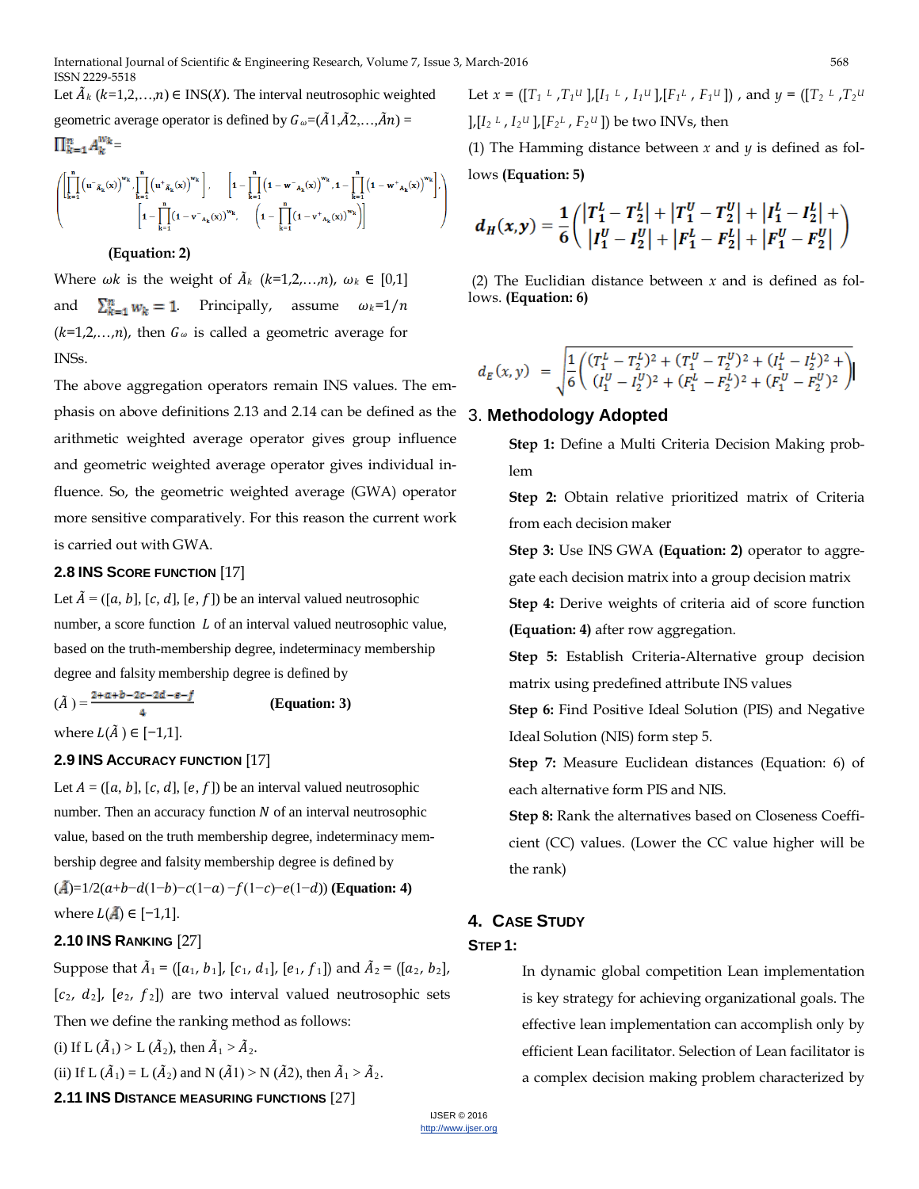Let $\tilde{A}_k$ ($k$=1,2,…,$n$) ∈ INS($X$). The interval neutrosophic weighted geometric average operator is defined by $G_\omega$=($\tilde{A}$1,$\tilde{A}$2,…,$\tilde{A}n$) = $\prod_{k=1}^{n} A_k^{w_k}$=

$$\left( \begin{array}{c} \left[\prod_{k=1}^{n}\left(u^{-}_{\tilde{A}_k}(x)\right)^{w_k}, \prod_{k=1}^{n}\left(u^{+}_{\tilde{A}_k}(x)\right)^{w_k}\right], \quad \left[1-\prod_{k=1}^{n}\left(1-w^{-}_{A_k}(x)\right)^{w_k}, 1-\prod_{k=1}^{n}\left(1-w^{+}_{A_k}(x)\right)^{w_k}\right], \\ \left[1-\prod_{k=1}^{n}\left(1-v^{-}_{A_k}(x)\right)^{w_k}, \quad \left(1-\prod_{k=1}^{n}\left(1-v^{+}_{A_k}(x)\right)^{w_k}\right)\right] \end{array} \right)$$

**(Equation: 2)**

Where $\omega k$ is the weight of $\tilde{A}_k$ ($k$=1,2,…,$n$), $\omega_k$ ∈ [0,1] and $\sum_{k=1}^{n} w_k = 1$. Principally, assume $\omega_k$=1/$n$ ($k$=1,2,…,$n$), then $G_\omega$ is called a geometric average for INSs.

The above aggregation operators remain INS values. The emphasis on above definitions 2.13 and 2.14 can be defined as the arithmetic weighted average operator gives group influence and geometric weighted average operator gives individual influence. So, the geometric weighted average (GWA) operator more sensitive comparatively. For this reason the current work is carried out with GWA.

### 2.8 INS Score function [17]

Let $\tilde{A}$ = ([$a$, $b$], [$c$, $d$], [$e$, $f$]) be an interval valued neutrosophic number, a score function $L$ of an interval valued neutrosophic value, based on the truth-membership degree, indeterminacy membership degree and falsity membership degree is defined by

$(\tilde{A}) = \frac{2+a+b-2c-2d-e-f}{4}$ **(Equation: 3)**

where $L(\tilde{A})$ ∈ [−1,1].

### 2.9 INS Accuracy function [17]

Let $A$ = ([$a$, $b$], [$c$, $d$], [$e$, $f$]) be an interval valued neutrosophic number. Then an accuracy function $N$ of an interval neutrosophic value, based on the truth membership degree, indeterminacy membership degree and falsity membership degree is defined by

$(\tilde{A})$=1/2($a$+$b$−$d$(1−$b$)−$c$(1−$a$) −$f$(1−$c$)−$e$(1−$d$)) **(Equation: 4)**

where $L(\tilde{A})$ ∈ [−1,1].

### 2.10 INS Ranking [27]

Suppose that $\tilde{A}_1$ = ([$a_1$, $b_1$], [$c_1$, $d_1$], [$e_1$, $f_1$]) and $\tilde{A}_2$ = ([$a_2$, $b_2$], [$c_2$, $d_2$], [$e_2$, $f_2$]) are two interval valued neutrosophic sets Then we define the ranking method as follows:

(i) If L ($\tilde{A}_1$) > L ($\tilde{A}_2$), then $\tilde{A}_1$ > $\tilde{A}_2$.

(ii) If L ($\tilde{A}_1$) = L ($\tilde{A}_2$) and N ($\tilde{A}$1) > N ($\tilde{A}$2), then $\tilde{A}_1$ > $\tilde{A}_2$.

### 2.11 INS Distance measuring functions [27]

Let $x$ = ([$T_1^L$ ,$T_1^U$ ],[$I_1^L$ , $I_1^U$ ],[$F_1^L$ , $F_1^U$ ]) , and $y$ = ([$T_2^L$ ,$T_2^U$ ],[$I_2^L$ , $I_2^U$ ],[$F_2^L$ , $F_2^U$ ]) be two INVs, then

(1) The Hamming distance between $x$ and $y$ is defined as follows **(Equation: 5)**

$$d_H(x,y) = \frac{1}{6}\left( \begin{array}{c} |T_1^L - T_2^L| + |T_1^U - T_2^U| + |I_1^L - I_2^L| + \\ |I_1^U - I_2^U| + |F_1^L - F_2^L| + |F_1^U - F_2^U| \end{array} \right)$$

(2) The Euclidian distance between $x$ and is defined as follows. **(Equation: 6)**

$$d_E(x,y) = \sqrt{\frac{1}{6}\left( \begin{array}{c} (T_1^L - T_2^L)^2 + (T_1^U - T_2^U)^2 + (I_1^L - I_2^L)^2 + \\ (I_1^U - I_2^U)^2 + (F_1^L - F_2^L)^2 + (F_1^U - F_2^U)^2 \end{array} \right)}$$

## 3. Methodology Adopted

**Step 1:** Define a Multi Criteria Decision Making problem

**Step 2:** Obtain relative prioritized matrix of Criteria from each decision maker

**Step 3:** Use INS GWA **(Equation: 2)** operator to aggregate each decision matrix into a group decision matrix

**Step 4:** Derive weights of criteria aid of score function **(Equation: 4)** after row aggregation.

**Step 5:** Establish Criteria-Alternative group decision matrix using predefined attribute INS values

**Step 6:** Find Positive Ideal Solution (PIS) and Negative Ideal Solution (NIS) form step 5.

**Step 7:** Measure Euclidean distances (Equation: 6) of each alternative form PIS and NIS.

**Step 8:** Rank the alternatives based on Closeness Coefficient (CC) values. (Lower the CC value higher will be the rank)

## 4. Case Study

### Step 1:

In dynamic global competition Lean implementation is key strategy for achieving organizational goals. The effective lean implementation can accomplish only by efficient Lean facilitator. Selection of Lean facilitator is a complex decision making problem characterized by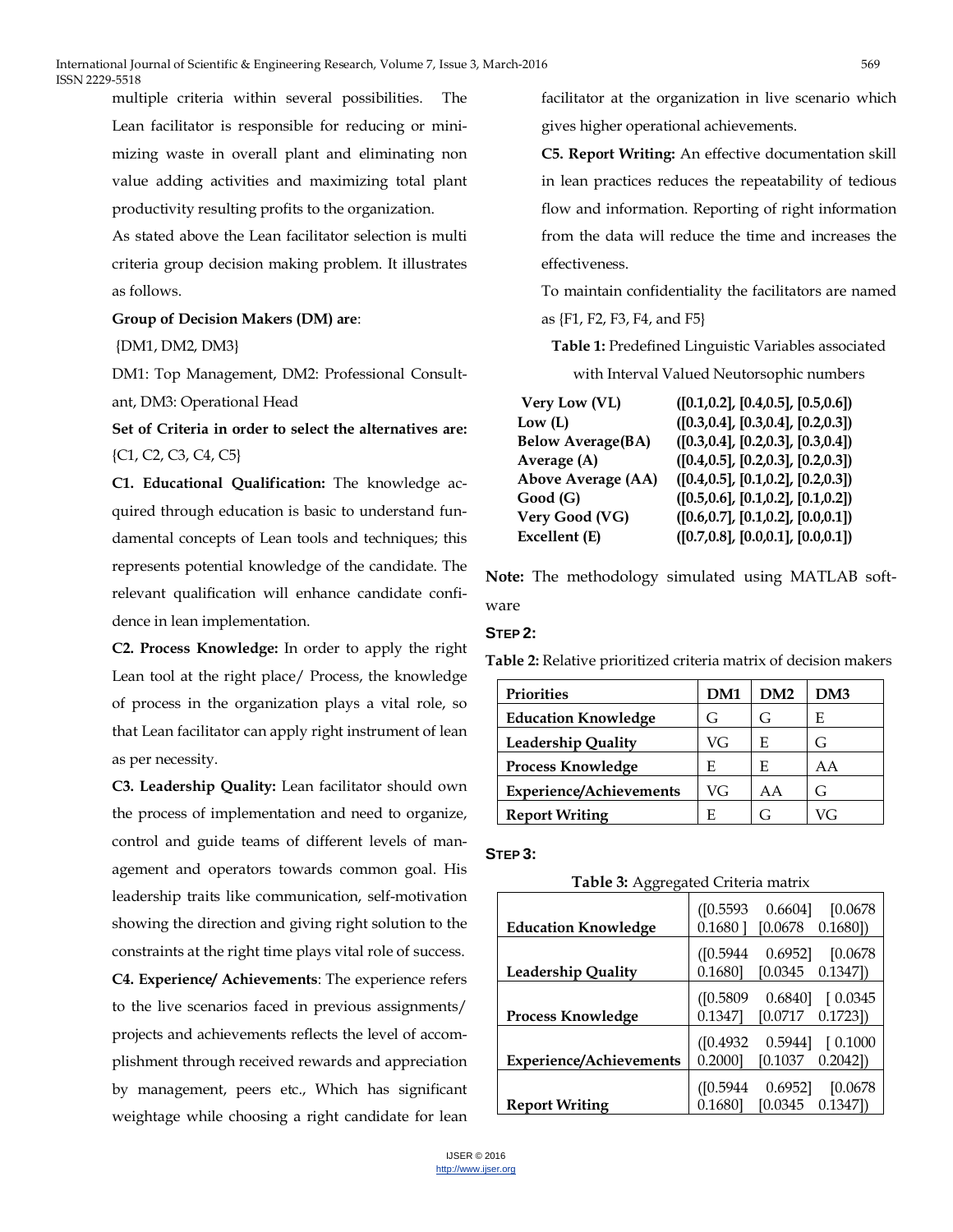multiple criteria within several possibilities. The Lean facilitator is responsible for reducing or minimizing waste in overall plant and eliminating non value adding activities and maximizing total plant productivity resulting profits to the organization.

As stated above the Lean facilitator selection is multi criteria group decision making problem. It illustrates as follows.

**Group of Decision Makers (DM) are**:

{DM1, DM2, DM3}

DM1: Top Management, DM2: Professional Consultant, DM3: Operational Head

**Set of Criteria in order to select the alternatives are:** {C1, C2, C3, C4, C5}

**C1. Educational Qualification:** The knowledge acquired through education is basic to understand fundamental concepts of Lean tools and techniques; this represents potential knowledge of the candidate. The relevant qualification will enhance candidate confidence in lean implementation.

**C2. Process Knowledge:** In order to apply the right Lean tool at the right place/ Process, the knowledge of process in the organization plays a vital role, so that Lean facilitator can apply right instrument of lean as per necessity.

**C3. Leadership Quality:** Lean facilitator should own the process of implementation and need to organize, control and guide teams of different levels of management and operators towards common goal. His leadership traits like communication, self-motivation showing the direction and giving right solution to the constraints at the right time plays vital role of success.

**C4. Experience/ Achievements**: The experience refers to the live scenarios faced in previous assignments/ projects and achievements reflects the level of accomplishment through received rewards and appreciation by management, peers etc., Which has significant weightage while choosing a right candidate for lean facilitator at the organization in live scenario which gives higher operational achievements.

**C5. Report Writing:** An effective documentation skill in lean practices reduces the repeatability of tedious flow and information. Reporting of right information from the data will reduce the time and increases the effectiveness.

To maintain confidentiality the facilitators are named as {F1, F2, F3, F4, and F5}

**Table 1:** Predefined Linguistic Variables associated with Interval Valued Neutorsophic numbers

| | |
|---|---|
| **Very Low (VL)** | **([0.1,0.2], [0.4,0.5], [0.5,0.6])** |
| **Low (L)** | **([0.3,0.4], [0.3,0.4], [0.2,0.3])** |
| **Below Average(BA)** | **([0.3,0.4], [0.2,0.3], [0.3,0.4])** |
| **Average (A)** | **([0.4,0.5], [0.2,0.3], [0.2,0.3])** |
| **Above Average (AA)** | **([0.4,0.5], [0.1,0.2], [0.2,0.3])** |
| **Good (G)** | **([0.5,0.6], [0.1,0.2], [0.1,0.2])** |
| **Very Good (VG)** | **([0.6,0.7], [0.1,0.2], [0.0,0.1])** |
| **Excellent (E)** | **([0.7,0.8], [0.0,0.1], [0.0,0.1])** |

**Note:** The methodology simulated using MATLAB software

**STEP 2:**

**Table 2:** Relative prioritized criteria matrix of decision makers

| **Priorities** | **DM1** | **DM2** | **DM3** |
|---|---|---|---|
| **Education Knowledge** | G | G | E |
| **Leadership Quality** | VG | E | G |
| **Process Knowledge** | E | E | AA |
| **Experience/Achievements** | VG | AA | G |
| **Report Writing** | E | G | VG |

**STEP 3:**

**Table 3:** Aggregated Criteria matrix

| | |
|---|---|
| **Education Knowledge** | ([0.5593 0.6604] [0.0678 0.1680 ] [0.0678 0.1680]) |
| **Leadership Quality** | ([0.5944 0.6952] [0.0678 0.1680] [0.0345 0.1347]) |
| **Process Knowledge** | ([0.5809 0.6840] [ 0.0345 0.1347] [0.0717 0.1723]) |
| **Experience/Achievements** | ([0.4932 0.5944] [ 0.1000 0.2000] [0.1037 0.2042]) |
| **Report Writing** | ([0.5944 0.6952] [0.0678 0.1680] [0.0345 0.1347]) |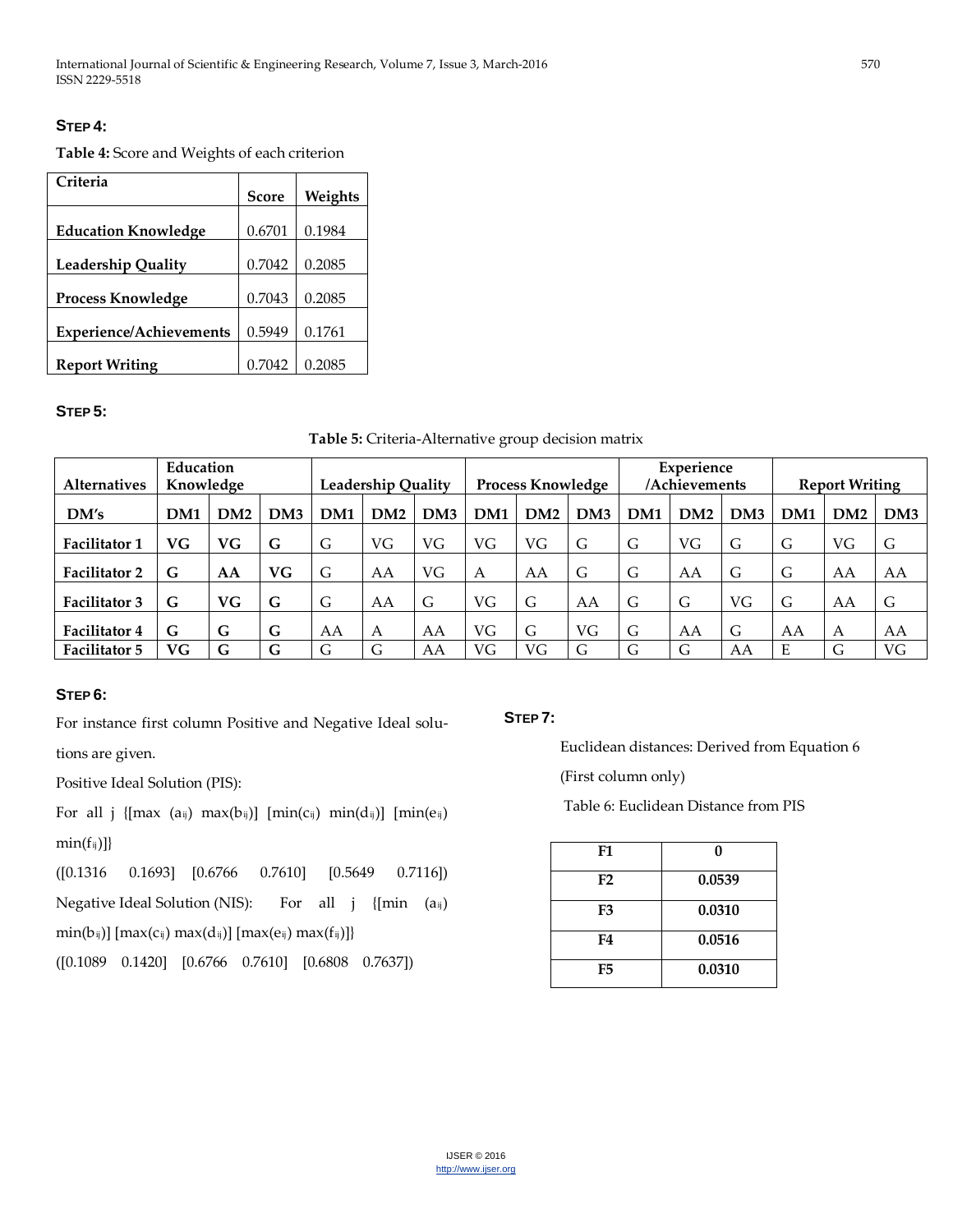### STEP 4:

**Table 4:** Score and Weights of each criterion

| Criteria | Score | Weights |
|---|---|---|
| **Education Knowledge** | 0.6701 | 0.1984 |
| **Leadership Quality** | 0.7042 | 0.2085 |
| **Process Knowledge** | 0.7043 | 0.2085 |
| **Experience/Achievements** | 0.5949 | 0.1761 |
| **Report Writing** | 0.7042 | 0.2085 |

### STEP 5:

**Table 5:** Criteria-Alternative group decision matrix

| Alternatives | Education Knowledge | | | Leadership Quality | | | Process Knowledge | | | Experience /Achievements | | | Report Writing | | |
|---|---|---|---|---|---|---|---|---|---|---|---|---|---|---|---|
| **DM's** | **DM1** | **DM2** | **DM3** | **DM1** | **DM2** | **DM3** | **DM1** | **DM2** | **DM3** | **DM1** | **DM2** | **DM3** | **DM1** | **DM2** | **DM3** |
| **Facilitator 1** | **VG** | **VG** | **G** | G | VG | VG | VG | VG | G | G | VG | G | G | VG | G |
| **Facilitator 2** | **G** | **AA** | **VG** | G | AA | VG | A | AA | G | G | AA | G | G | AA | AA |
| **Facilitator 3** | **G** | **VG** | **G** | G | AA | G | VG | G | AA | G | G | VG | G | AA | G |
| **Facilitator 4** | **G** | **G** | **G** | AA | A | AA | VG | G | VG | G | AA | G | AA | A | AA |
| **Facilitator 5** | **VG** | **G** | **G** | G | G | AA | VG | VG | G | G | G | AA | E | G | VG |

### STEP 6:

For instance first column Positive and Negative Ideal solutions are given.

Positive Ideal Solution (PIS):

For all j {[max $(a_{ij})$ max$(b_{ij})$] [min$(c_{ij})$ min$(d_{ij})$] [min$(e_{ij})$ min$(f_{ij})$]}

([0.1316 0.1693] [0.6766 0.7610] [0.5649 0.7116])

Negative Ideal Solution (NIS): For all j {[min $(a_{ij})$ min$(b_{ij})$] [max$(c_{ij})$ max$(d_{ij})$] [max$(e_{ij})$ max$(f_{ij})$]}

([0.1089 0.1420] [0.6766 0.7610] [0.6808 0.7637])

### STEP 7:

Euclidean distances: Derived from Equation 6

(First column only)

Table 6: Euclidean Distance from PIS

| **F1** | **0** |
|---|---|
| **F2** | **0.0539** |
| **F3** | **0.0310** |
| **F4** | **0.0516** |
| **F5** | **0.0310** |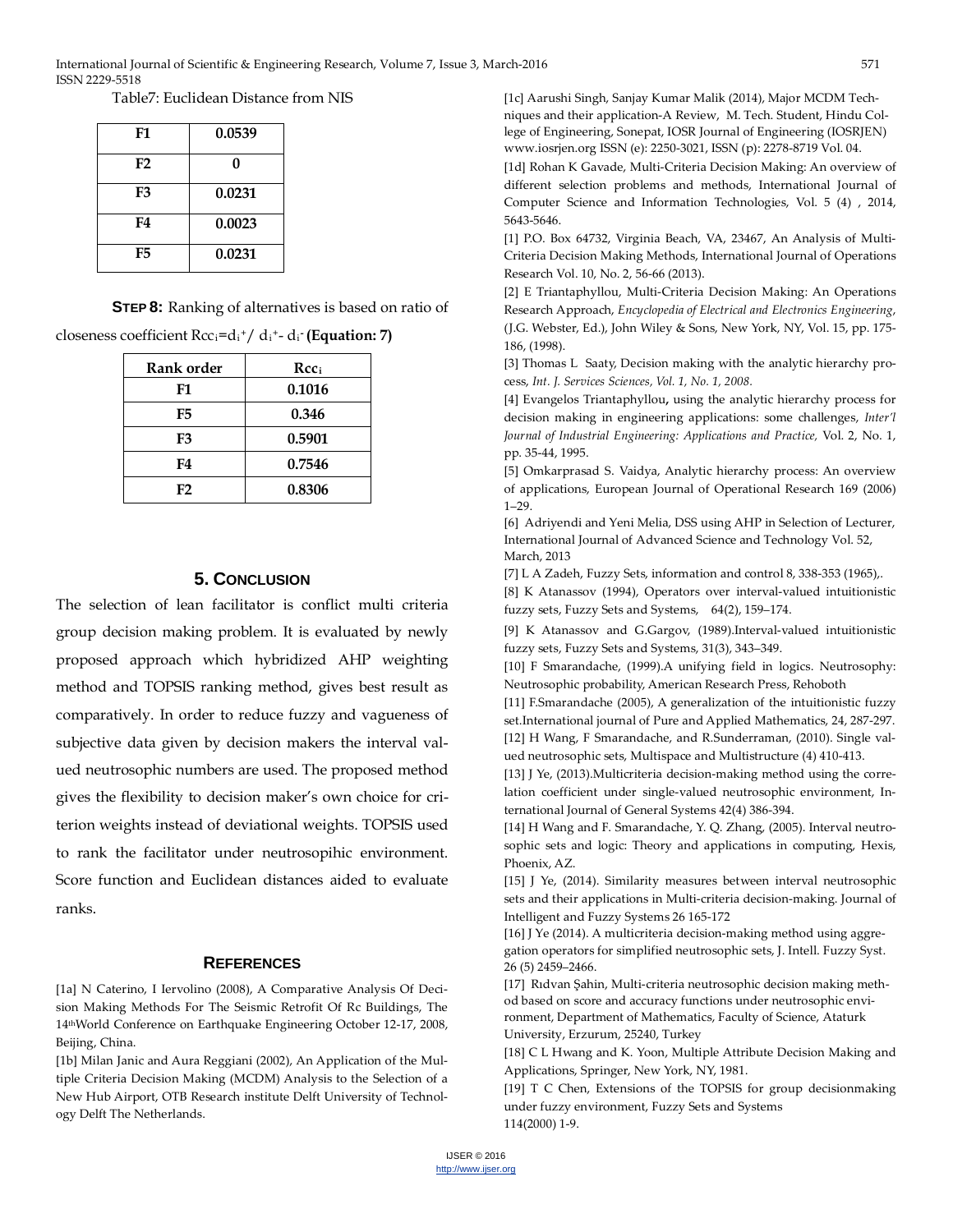Table7: Euclidean Distance from NIS

| F1 | 0.0539 |
|---|---|
| F2 | 0 |
| F3 | 0.0231 |
| F4 | 0.0023 |
| F5 | 0.0231 |

**STEP 8:** Ranking of alternatives is based on ratio of closeness coefficient $Rcc_i = d_i^+ / d_i^+ - d_i^-$ **(Equation: 7)**

| Rank order | $Rcc_i$ |
|---|---|
| F1 | 0.1016 |
| F5 | 0.346 |
| F3 | 0.5901 |
| F4 | 0.7546 |
| F2 | 0.8306 |

## 5. Conclusion

The selection of lean facilitator is conflict multi criteria group decision making problem. It is evaluated by newly proposed approach which hybridized AHP weighting method and TOPSIS ranking method, gives best result as comparatively. In order to reduce fuzzy and vagueness of subjective data given by decision makers the interval valued neutrosophic numbers are used. The proposed method gives the flexibility to decision maker's own choice for criterion weights instead of deviational weights. TOPSIS used to rank the facilitator under neutrosopihic environment. Score function and Euclidean distances aided to evaluate ranks.

## References

[1a] N Caterino, I Iervolino (2008), A Comparative Analysis Of Decision Making Methods For The Seismic Retrofit Of Rc Buildings, The 14thWorld Conference on Earthquake Engineering October 12-17, 2008, Beijing, China.

[1b] Milan Janic and Aura Reggiani (2002), An Application of the Multiple Criteria Decision Making (MCDM) Analysis to the Selection of a New Hub Airport, OTB Research institute Delft University of Technology Delft The Netherlands.

[1c] Aarushi Singh, Sanjay Kumar Malik (2014), Major MCDM Techniques and their application-A Review, M. Tech. Student, Hindu College of Engineering, Sonepat, IOSR Journal of Engineering (IOSRJEN) www.iosrjen.org ISSN (e): 2250-3021, ISSN (p): 2278-8719 Vol. 04.

[1d] Rohan K Gavade, Multi-Criteria Decision Making: An overview of different selection problems and methods, International Journal of Computer Science and Information Technologies, Vol. 5 (4) , 2014, 5643-5646.

[1] P.O. Box 64732, Virginia Beach, VA, 23467, An Analysis of Multi-Criteria Decision Making Methods, International Journal of Operations Research Vol. 10, No. 2, 56-66 (2013).

[2] E Triantaphyllou, Multi-Criteria Decision Making: An Operations Research Approach, *Encyclopedia of Electrical and Electronics Engineering*, (J.G. Webster, Ed.), John Wiley & Sons, New York, NY, Vol. 15, pp. 175-186, (1998).

[3] Thomas L Saaty, Decision making with the analytic hierarchy process, *Int. J. Services Sciences, Vol. 1, No. 1, 2008.*

[4] Evangelos Triantaphyllou**,** using the analytic hierarchy process for decision making in engineering applications: some challenges, *Inter'l Journal of Industrial Engineering: Applications and Practice,* Vol. 2, No. 1, pp. 35-44, 1995.

[5] Omkarprasad S. Vaidya, Analytic hierarchy process: An overview of applications, European Journal of Operational Research 169 (2006) 1–29.

[6] Adriyendi and Yeni Melia, DSS using AHP in Selection of Lecturer, International Journal of Advanced Science and Technology Vol. 52, March, 2013

[7] L A Zadeh, Fuzzy Sets, information and control 8, 338-353 (1965),.

[8] K Atanassov (1994), Operators over interval-valued intuitionistic fuzzy sets, Fuzzy Sets and Systems, 64(2), 159–174.

[9] K Atanassov and G.Gargov, (1989).Interval-valued intuitionistic fuzzy sets, Fuzzy Sets and Systems, 31(3), 343–349.

[10] F Smarandache, (1999).A unifying field in logics. Neutrosophy: Neutrosophic probability, American Research Press, Rehoboth

[11] F.Smarandache (2005), A generalization of the intuitionistic fuzzy set.International journal of Pure and Applied Mathematics, 24, 287-297.

[12] H Wang, F Smarandache, and R.Sunderraman, (2010). Single valued neutrosophic sets, Multispace and Multistructure (4) 410-413.

[13] J Ye, (2013).Multicriteria decision-making method using the correlation coefficient under single-valued neutrosophic environment, International Journal of General Systems 42(4) 386-394.

[14] H Wang and F. Smarandache, Y. Q. Zhang, (2005). Interval neutrosophic sets and logic: Theory and applications in computing, Hexis, Phoenix, AZ.

[15] J Ye, (2014). Similarity measures between interval neutrosophic sets and their applications in Multi-criteria decision-making. Journal of Intelligent and Fuzzy Systems 26 165-172

[16] J Ye (2014). A multicriteria decision-making method using aggregation operators for simplified neutrosophic sets, J. Intell. Fuzzy Syst. 26 (5) 2459–2466.

[17] Rıdvan Şahin, Multi-criteria neutrosophic decision making method based on score and accuracy functions under neutrosophic environment, Department of Mathematics, Faculty of Science, Ataturk University, Erzurum, 25240, Turkey

[18] C L Hwang and K. Yoon, Multiple Attribute Decision Making and Applications, Springer, New York, NY, 1981.

[19] T C Chen, Extensions of the TOPSIS for group decisionmaking under fuzzy environment, Fuzzy Sets and Systems 114(2000) 1-9.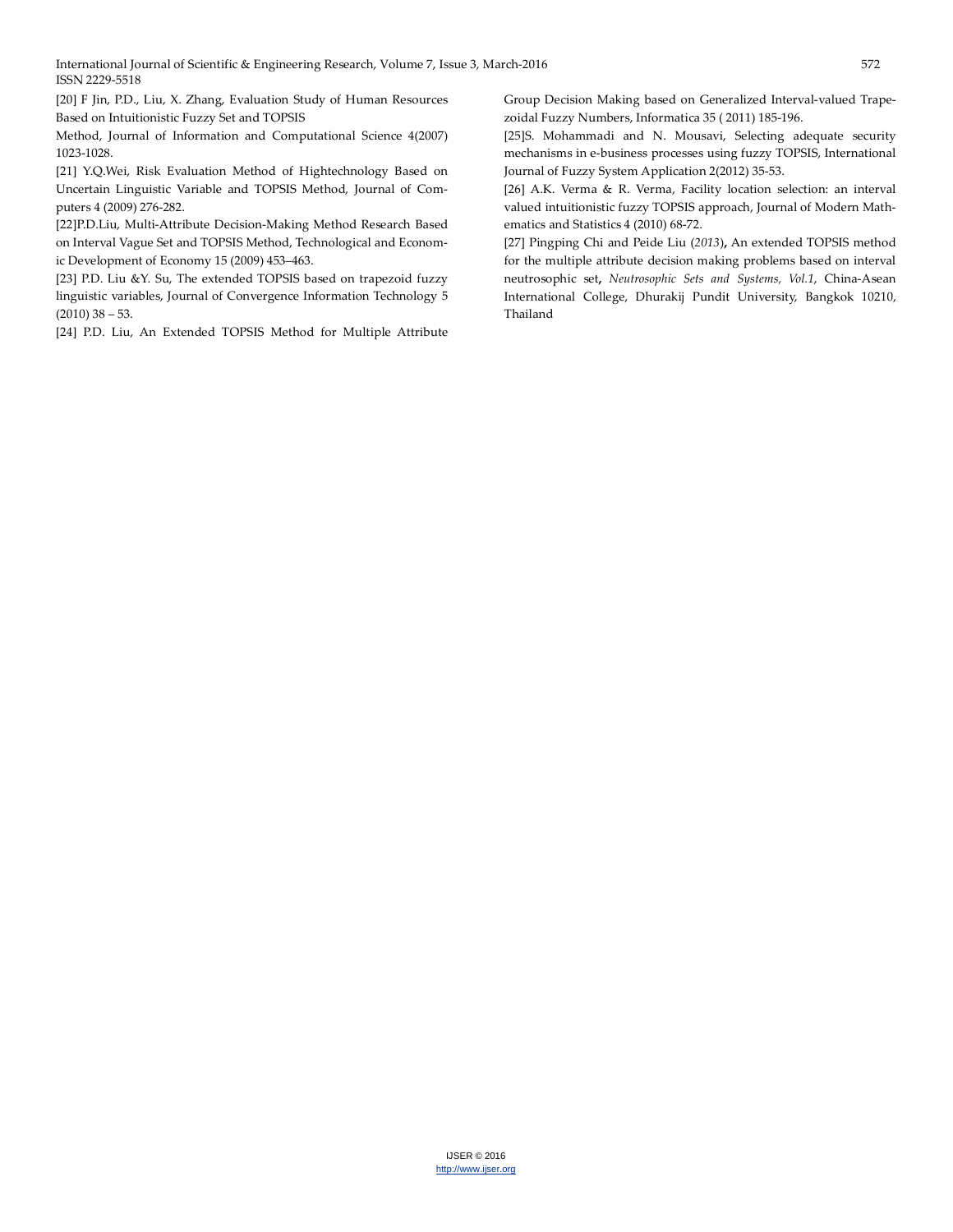[20] F Jin, P.D., Liu, X. Zhang, Evaluation Study of Human Resources Based on Intuitionistic Fuzzy Set and TOPSIS Method, Journal of Information and Computational Science 4(2007) 1023-1028.

[21] Y.Q.Wei, Risk Evaluation Method of Hightechnology Based on Uncertain Linguistic Variable and TOPSIS Method, Journal of Computers 4 (2009) 276-282.

[22]P.D.Liu, Multi-Attribute Decision-Making Method Research Based on Interval Vague Set and TOPSIS Method, Technological and Economic Development of Economy 15 (2009) 453–463.

[23] P.D. Liu &Y. Su, The extended TOPSIS based on trapezoid fuzzy linguistic variables, Journal of Convergence Information Technology 5 (2010) 38 – 53.

[24] P.D. Liu, An Extended TOPSIS Method for Multiple Attribute Group Decision Making based on Generalized Interval-valued Trapezoidal Fuzzy Numbers, Informatica 35 ( 2011) 185-196.

[25]S. Mohammadi and N. Mousavi, Selecting adequate security mechanisms in e-business processes using fuzzy TOPSIS, International Journal of Fuzzy System Application 2(2012) 35-53.

[26] A.K. Verma & R. Verma, Facility location selection: an interval valued intuitionistic fuzzy TOPSIS approach, Journal of Modern Mathematics and Statistics 4 (2010) 68-72.

[27] Pingping Chi and Peide Liu (*2013*)**,** An extended TOPSIS method for the multiple attribute decision making problems based on interval neutrosophic set**,** *Neutrosophic Sets and Systems, Vol.1*, China-Asean International College, Dhurakij Pundit University, Bangkok 10210, Thailand